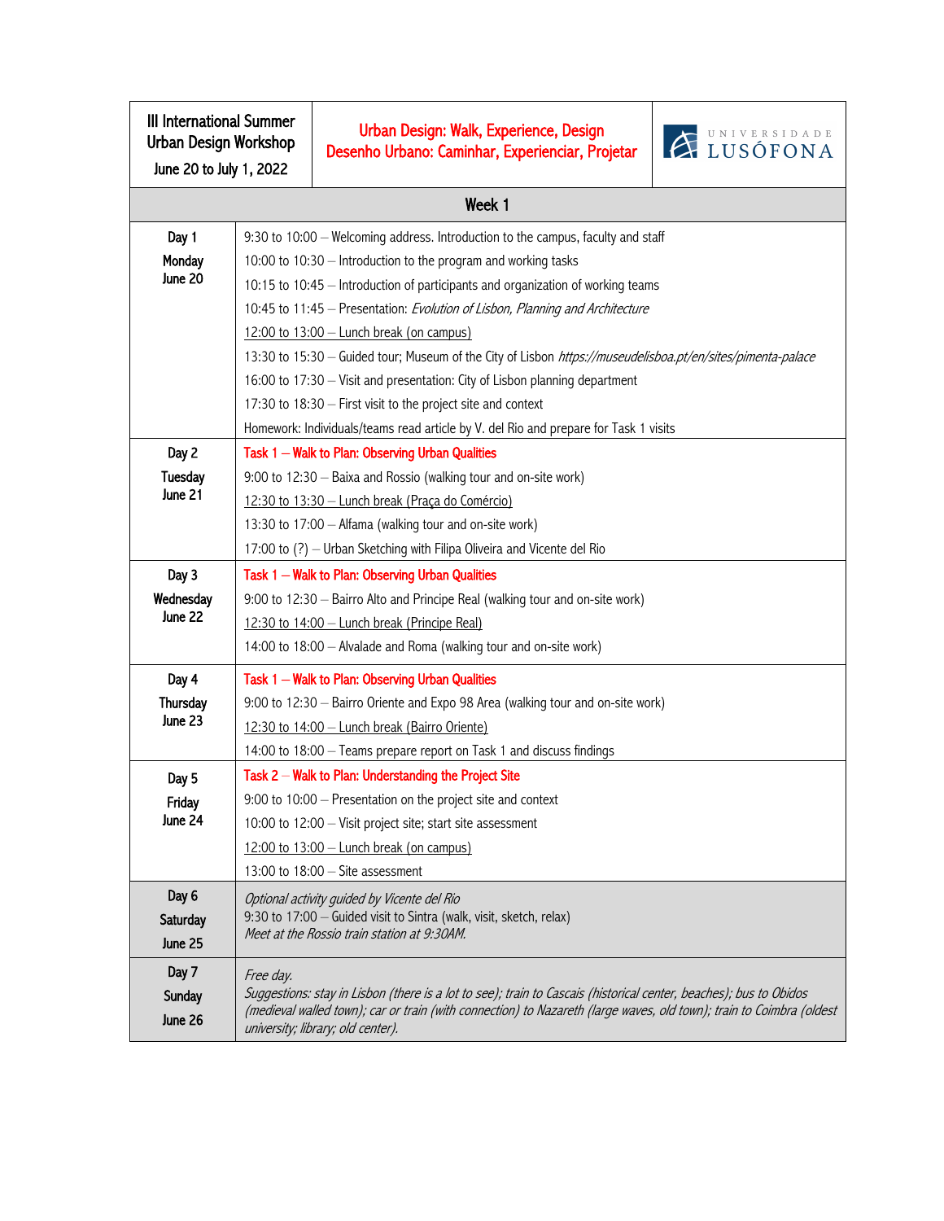| III International Summer Urban Design Workshop June 20 to July 1, 2022 | Urban Design: Walk, Experience, Design Desenho Urbano: Caminhar, Experienciar, Projetar | UNIVERSIDADE LUSÓFONA |
|---|---|---|

**Week 1**

| Day | Schedule |
|---|---|
| **Day 1** Monday June 20 | 9:30 to 10:00 – Welcoming address. Introduction to the campus, faculty and staff<br>10:00 to 10:30 – Introduction to the program and working tasks<br>10:15 to 10:45 – Introduction of participants and organization of working teams<br>10:45 to 11:45 – Presentation: *Evolution of Lisbon, Planning and Architecture*<br>12:00 to 13:00 – Lunch break (on campus)<br>13:30 to 15:30 – Guided tour; Museum of the City of Lisbon *https://museudelisboa.pt/en/sites/pimenta-palace*<br>16:00 to 17:30 – Visit and presentation: City of Lisbon planning department<br>17:30 to 18:30 – First visit to the project site and context<br>Homework: Individuals/teams read article by V. del Rio and prepare for Task 1 visits |
| **Day 2** Tuesday June 21 | Task 1 – Walk to Plan: Observing Urban Qualities<br>9:00 to 12:30 – Baixa and Rossio (walking tour and on-site work)<br>12:30 to 13:30 – Lunch break (Praça do Comércio)<br>13:30 to 17:00 – Alfama (walking tour and on-site work)<br>17:00 to (?) – Urban Sketching with Filipa Oliveira and Vicente del Rio |
| **Day 3** Wednesday June 22 | Task 1 – Walk to Plan: Observing Urban Qualities<br>9:00 to 12:30 – Bairro Alto and Principe Real (walking tour and on-site work)<br>12:30 to 14:00 – Lunch break (Principe Real)<br>14:00 to 18:00 – Alvalade and Roma (walking tour and on-site work) |
| **Day 4** Thursday June 23 | Task 1 – Walk to Plan: Observing Urban Qualities<br>9:00 to 12:30 – Bairro Oriente and Expo 98 Area (walking tour and on-site work)<br>12:30 to 14:00 – Lunch break (Bairro Oriente)<br>14:00 to 18:00 – Teams prepare report on Task 1 and discuss findings |
| **Day 5** Friday June 24 | Task 2 – Walk to Plan: Understanding the Project Site<br>9:00 to 10:00 – Presentation on the project site and context<br>10:00 to 12:00 – Visit project site; start site assessment<br>12:00 to 13:00 – Lunch break (on campus)<br>13:00 to 18:00 – Site assessment |
| **Day 6** Saturday June 25 | *Optional activity guided by Vicente del Rio*<br>9:30 to 17:00 – Guided visit to Sintra (walk, visit, sketch, relax)<br>*Meet at the Rossio train station at 9:30AM.* |
| **Day 7** Sunday June 26 | *Free day.*<br>*Suggestions: stay in Lisbon (there is a lot to see); train to Cascais (historical center, beaches); bus to Obidos (medieval walled town); car or train (with connection) to Nazareth (large waves, old town); train to Coimbra (oldest university; library; old center).* |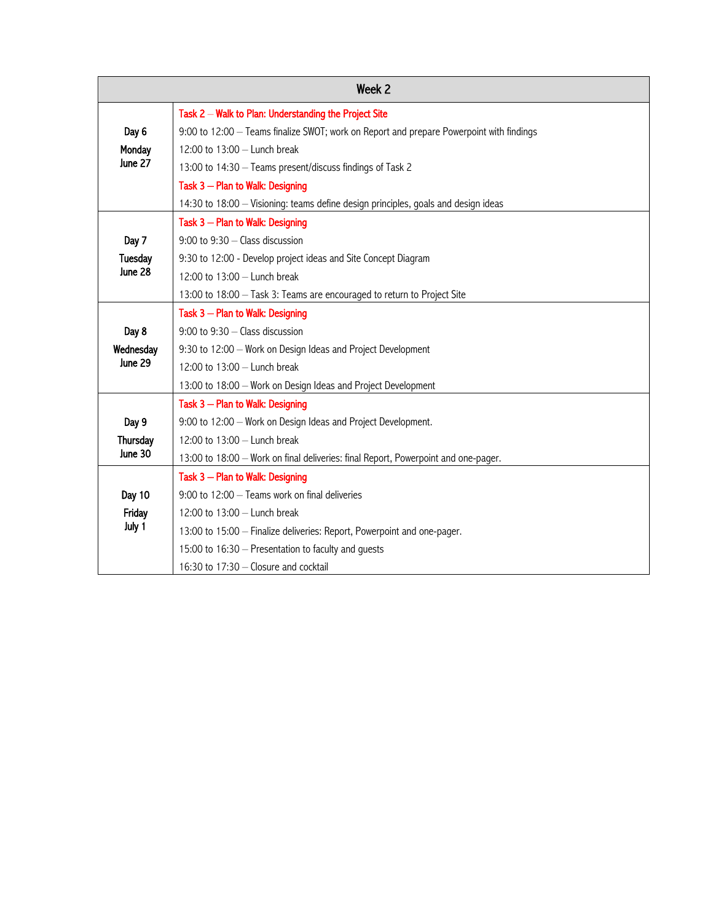| Week 2 | |
| --- | --- |
| Day 6<br>Monday<br>June 27 | Task 2 – Walk to Plan: Understanding the Project Site<br>9:00 to 12:00 – Teams finalize SWOT; work on Report and prepare Powerpoint with findings<br>12:00 to 13:00 – Lunch break<br>13:00 to 14:30 – Teams present/discuss findings of Task 2<br>Task 3 – Plan to Walk: Designing<br>14:30 to 18:00 – Visioning: teams define design principles, goals and design ideas |
| Day 7<br>Tuesday<br>June 28 | Task 3 – Plan to Walk: Designing<br>9:00 to 9:30 – Class discussion<br>9:30 to 12:00 - Develop project ideas and Site Concept Diagram<br>12:00 to 13:00 – Lunch break<br>13:00 to 18:00 – Task 3: Teams are encouraged to return to Project Site |
| Day 8<br>Wednesday<br>June 29 | Task 3 – Plan to Walk: Designing<br>9:00 to 9:30 – Class discussion<br>9:30 to 12:00 – Work on Design Ideas and Project Development<br>12:00 to 13:00 – Lunch break<br>13:00 to 18:00 – Work on Design Ideas and Project Development |
| Day 9<br>Thursday<br>June 30 | Task 3 – Plan to Walk: Designing<br>9:00 to 12:00 – Work on Design Ideas and Project Development.<br>12:00 to 13:00 – Lunch break<br>13:00 to 18:00 – Work on final deliveries: final Report, Powerpoint and one-pager. |
| Day 10<br>Friday<br>July 1 | Task 3 – Plan to Walk: Designing<br>9:00 to 12:00 – Teams work on final deliveries<br>12:00 to 13:00 – Lunch break<br>13:00 to 15:00 – Finalize deliveries: Report, Powerpoint and one-pager.<br>15:00 to 16:30 – Presentation to faculty and guests<br>16:30 to 17:30 – Closure and cocktail |